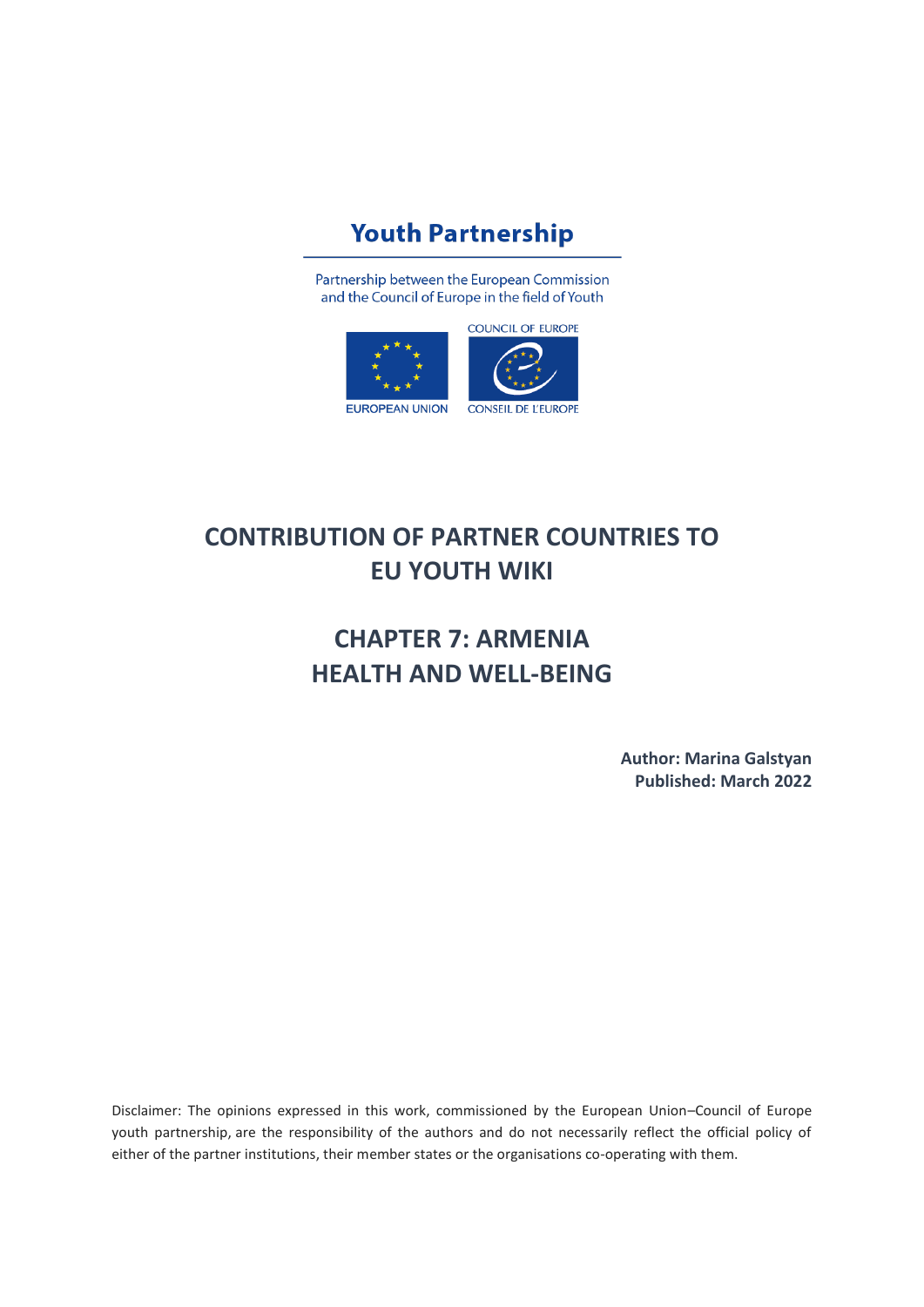**Youth Partnership**

Partnership between the European Commission and the Council of Europe in the field of Youth

EUROPEAN UNION

COUNCIL OF EUROPE

CONSEIL DE L'EUROPE

# CONTRIBUTION OF PARTNER COUNTRIES TO EU YOUTH WIKI

# CHAPTER 7: ARMENIA HEALTH AND WELL-BEING

**Author: Marina Galstyan**
**Published: March 2022**

Disclaimer: The opinions expressed in this work, commissioned by the European Union–Council of Europe youth partnership, are the responsibility of the authors and do not necessarily reflect the official policy of either of the partner institutions, their member states or the organisations co-operating with them.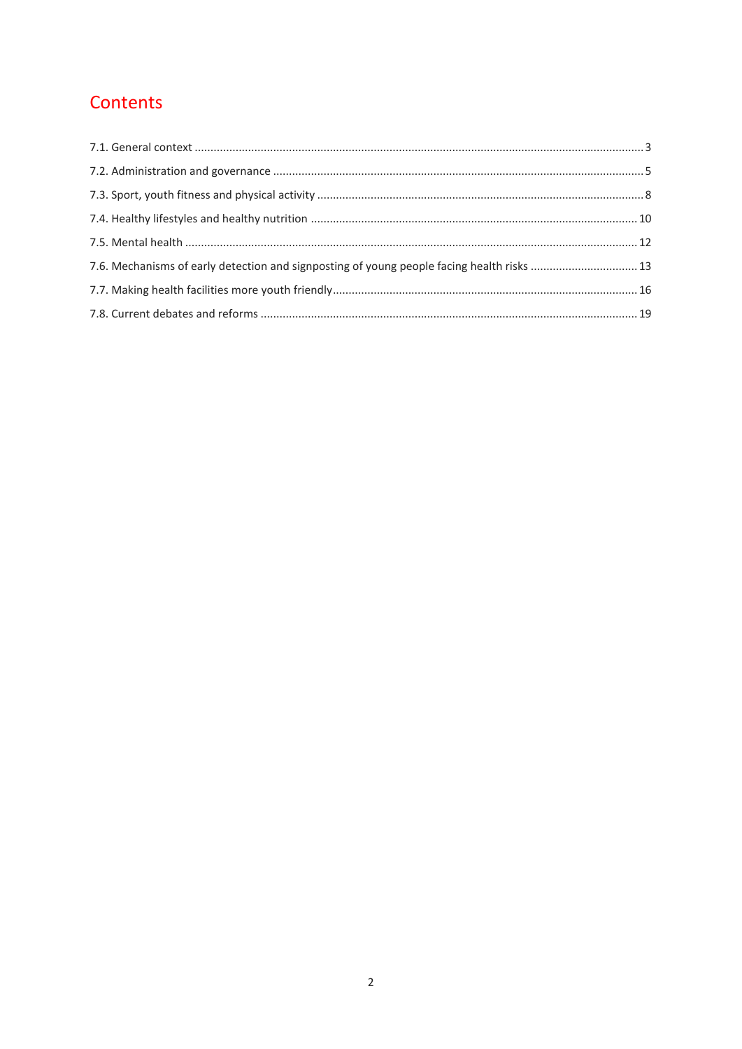# Contents

7.1. General context ........................................................................................................................................ 3

7.2. Administration and governance ................................................................................................................. 5

7.3. Sport, youth fitness and physical activity .................................................................................................... 8

7.4. Healthy lifestyles and healthy nutrition ..................................................................................................... 10

7.5. Mental health .......................................................................................................................................... 12

7.6. Mechanisms of early detection and signposting of young people facing health risks ................................. 13

7.7. Making health facilities more youth friendly ............................................................................................. 16

7.8. Current debates and reforms ................................................................................................................... 19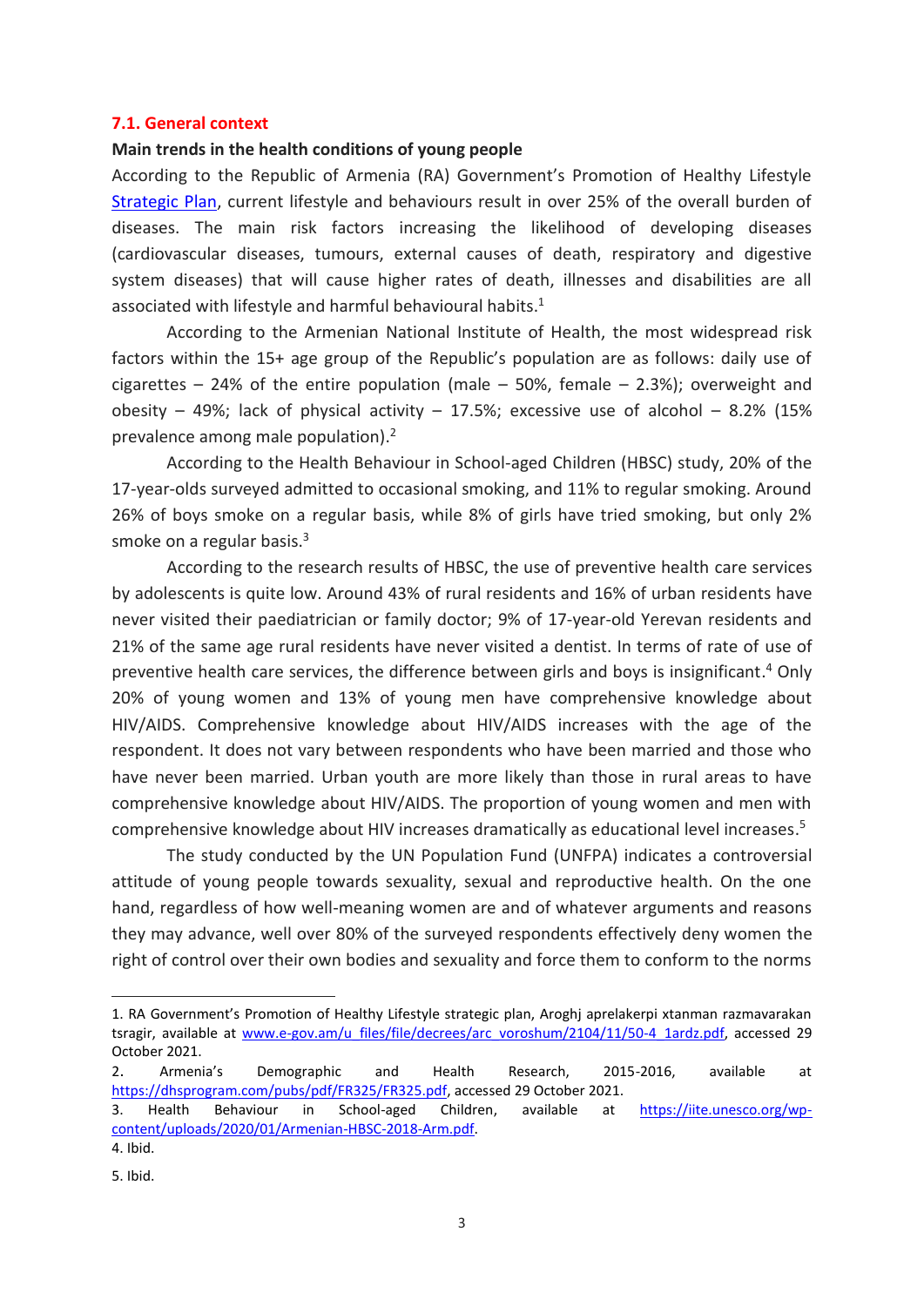## 7.1. General context

**Main trends in the health conditions of young people**

According to the Republic of Armenia (RA) Government's Promotion of Healthy Lifestyle Strategic Plan, current lifestyle and behaviours result in over 25% of the overall burden of diseases. The main risk factors increasing the likelihood of developing diseases (cardiovascular diseases, tumours, external causes of death, respiratory and digestive system diseases) that will cause higher rates of death, illnesses and disabilities are all associated with lifestyle and harmful behavioural habits.[1]

According to the Armenian National Institute of Health, the most widespread risk factors within the 15+ age group of the Republic's population are as follows: daily use of cigarettes – 24% of the entire population (male – 50%, female – 2.3%); overweight and obesity – 49%; lack of physical activity – 17.5%; excessive use of alcohol – 8.2% (15% prevalence among male population).[2]

According to the Health Behaviour in School-aged Children (HBSC) study, 20% of the 17-year-olds surveyed admitted to occasional smoking, and 11% to regular smoking. Around 26% of boys smoke on a regular basis, while 8% of girls have tried smoking, but only 2% smoke on a regular basis.[3]

According to the research results of HBSC, the use of preventive health care services by adolescents is quite low. Around 43% of rural residents and 16% of urban residents have never visited their paediatrician or family doctor; 9% of 17-year-old Yerevan residents and 21% of the same age rural residents have never visited a dentist. In terms of rate of use of preventive health care services, the difference between girls and boys is insignificant.[4] Only 20% of young women and 13% of young men have comprehensive knowledge about HIV/AIDS. Comprehensive knowledge about HIV/AIDS increases with the age of the respondent. It does not vary between respondents who have been married and those who have never been married. Urban youth are more likely than those in rural areas to have comprehensive knowledge about HIV/AIDS. The proportion of young women and men with comprehensive knowledge about HIV increases dramatically as educational level increases.[5]

The study conducted by the UN Population Fund (UNFPA) indicates a controversial attitude of young people towards sexuality, sexual and reproductive health. On the one hand, regardless of how well-meaning women are and of whatever arguments and reasons they may advance, well over 80% of the surveyed respondents effectively deny women the right of control over their own bodies and sexuality and force them to conform to the norms

---

1. RA Government's Promotion of Healthy Lifestyle strategic plan, Aroghj aprelakerpi xtanman razmavarakan tsragir, available at www.e-gov.am/u_files/file/decrees/arc_voroshum/2104/11/50-4_1ardz.pdf, accessed 29 October 2021.

2. Armenia's Demographic and Health Research, 2015-2016, available at https://dhsprogram.com/pubs/pdf/FR325/FR325.pdf, accessed 29 October 2021.

3. Health Behaviour in School-aged Children, available at https://iite.unesco.org/wp-content/uploads/2020/01/Armenian-HBSC-2018-Arm.pdf.

4. Ibid.

5. Ibid.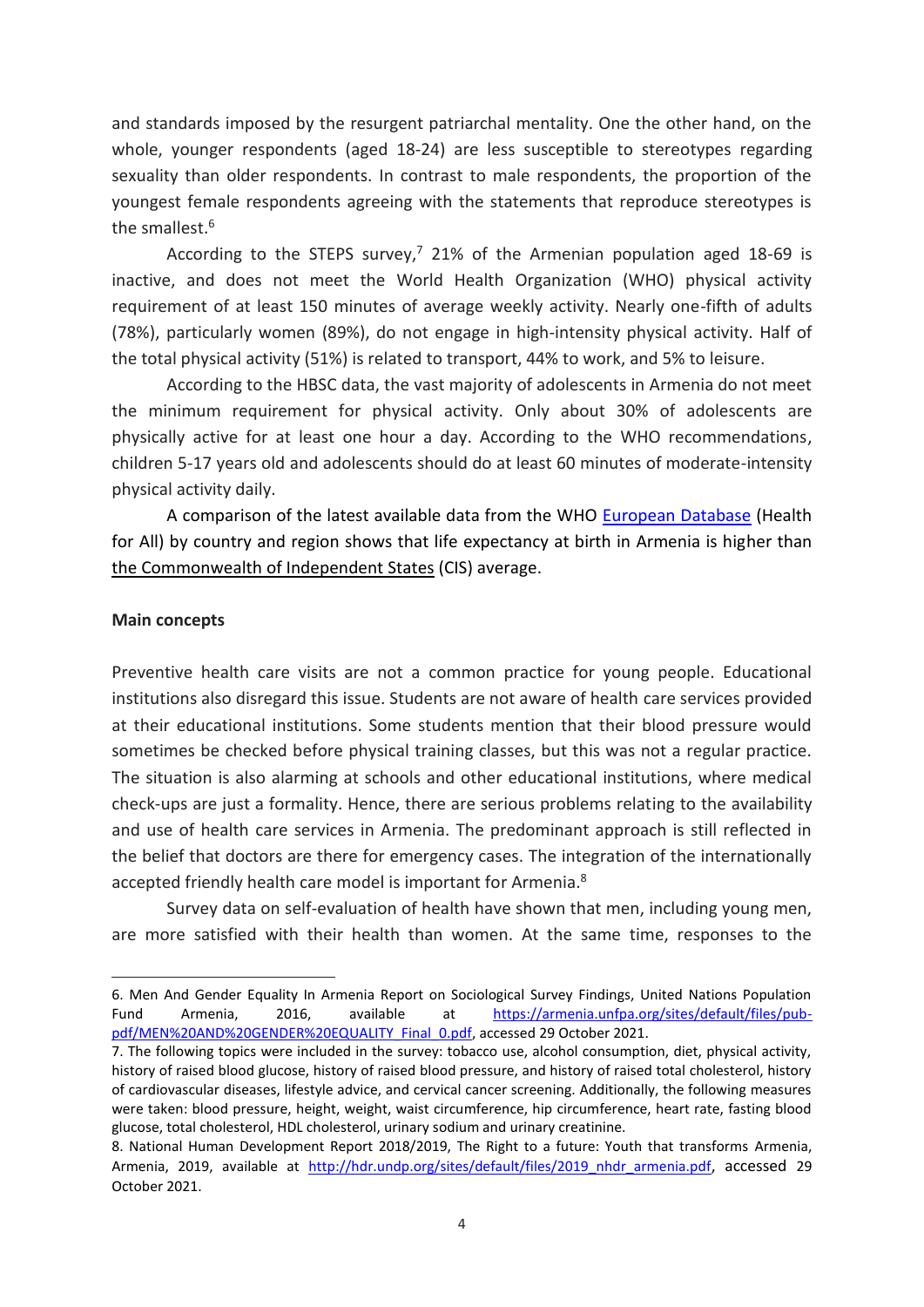and standards imposed by the resurgent patriarchal mentality. One the other hand, on the whole, younger respondents (aged 18-24) are less susceptible to stereotypes regarding sexuality than older respondents. In contrast to male respondents, the proportion of the youngest female respondents agreeing with the statements that reproduce stereotypes is the smallest.[6]

According to the STEPS survey,[7] 21% of the Armenian population aged 18-69 is inactive, and does not meet the World Health Organization (WHO) physical activity requirement of at least 150 minutes of average weekly activity. Nearly one-fifth of adults (78%), particularly women (89%), do not engage in high-intensity physical activity. Half of the total physical activity (51%) is related to transport, 44% to work, and 5% to leisure.

According to the HBSC data, the vast majority of adolescents in Armenia do not meet the minimum requirement for physical activity. Only about 30% of adolescents are physically active for at least one hour a day. According to the WHO recommendations, children 5-17 years old and adolescents should do at least 60 minutes of moderate-intensity physical activity daily.

A comparison of the latest available data from the WHO European Database (Health for All) by country and region shows that life expectancy at birth in Armenia is higher than the Commonwealth of Independent States (CIS) average.

**Main concepts**

Preventive health care visits are not a common practice for young people. Educational institutions also disregard this issue. Students are not aware of health care services provided at their educational institutions. Some students mention that their blood pressure would sometimes be checked before physical training classes, but this was not a regular practice. The situation is also alarming at schools and other educational institutions, where medical check-ups are just a formality. Hence, there are serious problems relating to the availability and use of health care services in Armenia. The predominant approach is still reflected in the belief that doctors are there for emergency cases. The integration of the internationally accepted friendly health care model is important for Armenia.[8]

Survey data on self-evaluation of health have shown that men, including young men, are more satisfied with their health than women. At the same time, responses to the

---

6. Men And Gender Equality In Armenia Report on Sociological Survey Findings, United Nations Population Fund Armenia, 2016, available at https://armenia.unfpa.org/sites/default/files/pub-pdf/MEN%20AND%20GENDER%20EQUALITY_Final_0.pdf, accessed 29 October 2021.

7. The following topics were included in the survey: tobacco use, alcohol consumption, diet, physical activity, history of raised blood glucose, history of raised blood pressure, and history of raised total cholesterol, history of cardiovascular diseases, lifestyle advice, and cervical cancer screening. Additionally, the following measures were taken: blood pressure, height, weight, waist circumference, hip circumference, heart rate, fasting blood glucose, total cholesterol, HDL cholesterol, urinary sodium and urinary creatinine.

8. National Human Development Report 2018/2019, The Right to a future: Youth that transforms Armenia, Armenia, 2019, available at http://hdr.undp.org/sites/default/files/2019_nhdr_armenia.pdf, accessed 29 October 2021.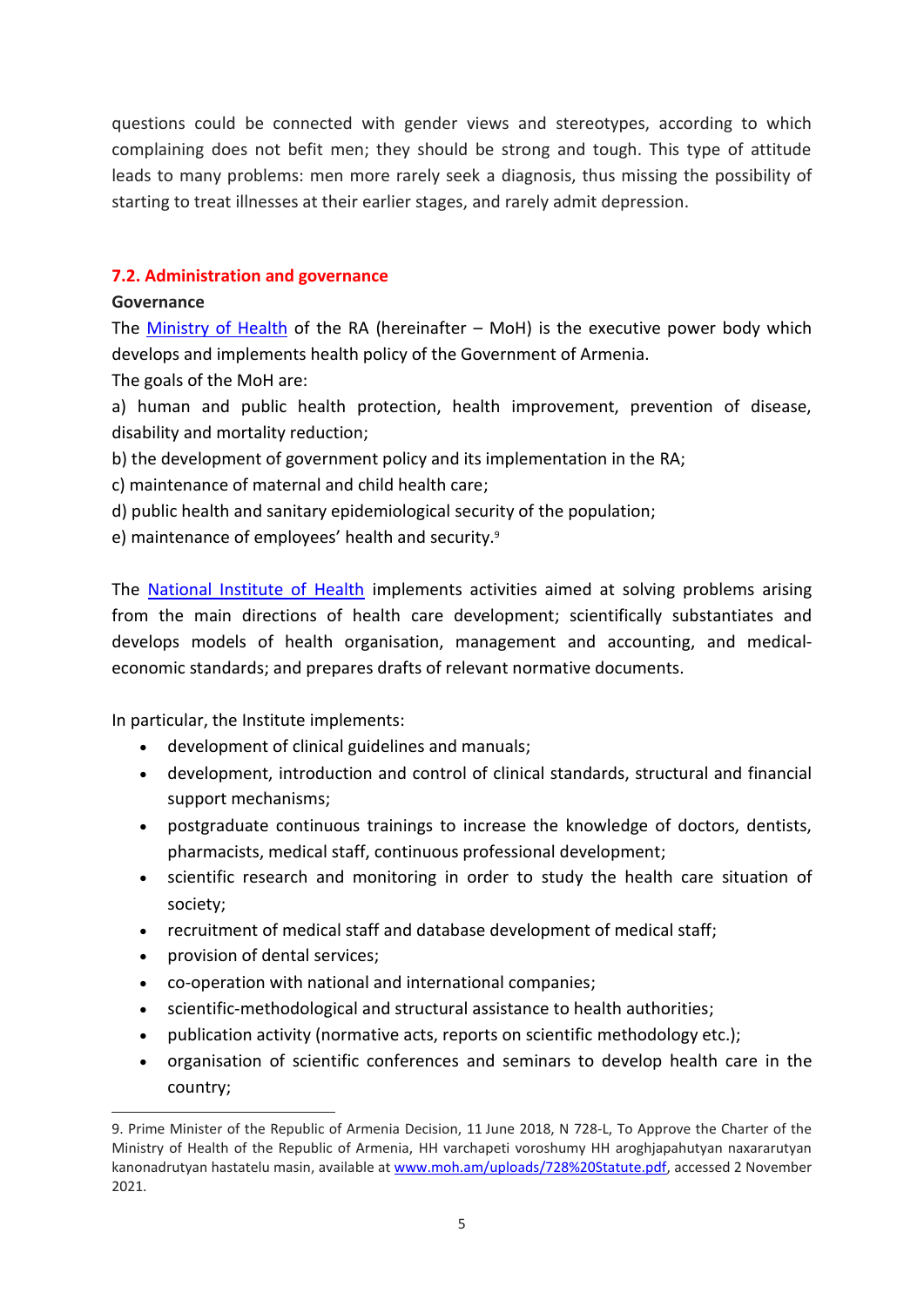questions could be connected with gender views and stereotypes, according to which complaining does not befit men; they should be strong and tough. This type of attitude leads to many problems: men more rarely seek a diagnosis, thus missing the possibility of starting to treat illnesses at their earlier stages, and rarely admit depression.

## 7.2. Administration and governance

**Governance**

The Ministry of Health of the RA (hereinafter – MoH) is the executive power body which develops and implements health policy of the Government of Armenia.

The goals of the MoH are:

a) human and public health protection, health improvement, prevention of disease, disability and mortality reduction;

b) the development of government policy and its implementation in the RA;

c) maintenance of maternal and child health care;

d) public health and sanitary epidemiological security of the population;

e) maintenance of employees' health and security.[9]

The National Institute of Health implements activities aimed at solving problems arising from the main directions of health care development; scientifically substantiates and develops models of health organisation, management and accounting, and medical-economic standards; and prepares drafts of relevant normative documents.

In particular, the Institute implements:

- development of clinical guidelines and manuals;
- development, introduction and control of clinical standards, structural and financial support mechanisms;
- postgraduate continuous trainings to increase the knowledge of doctors, dentists, pharmacists, medical staff, continuous professional development;
- scientific research and monitoring in order to study the health care situation of society;
- recruitment of medical staff and database development of medical staff;
- provision of dental services;
- co-operation with national and international companies;
- scientific-methodological and structural assistance to health authorities;
- publication activity (normative acts, reports on scientific methodology etc.);
- organisation of scientific conferences and seminars to develop health care in the country;

---

9. Prime Minister of the Republic of Armenia Decision, 11 June 2018, N 728-L, To Approve the Charter of the Ministry of Health of the Republic of Armenia, HH varchapeti voroshumy HH aroghjapahutyan naxararutyan kanonadrutyan hastatelu masin, available at www.moh.am/uploads/728%20Statute.pdf, accessed 2 November 2021.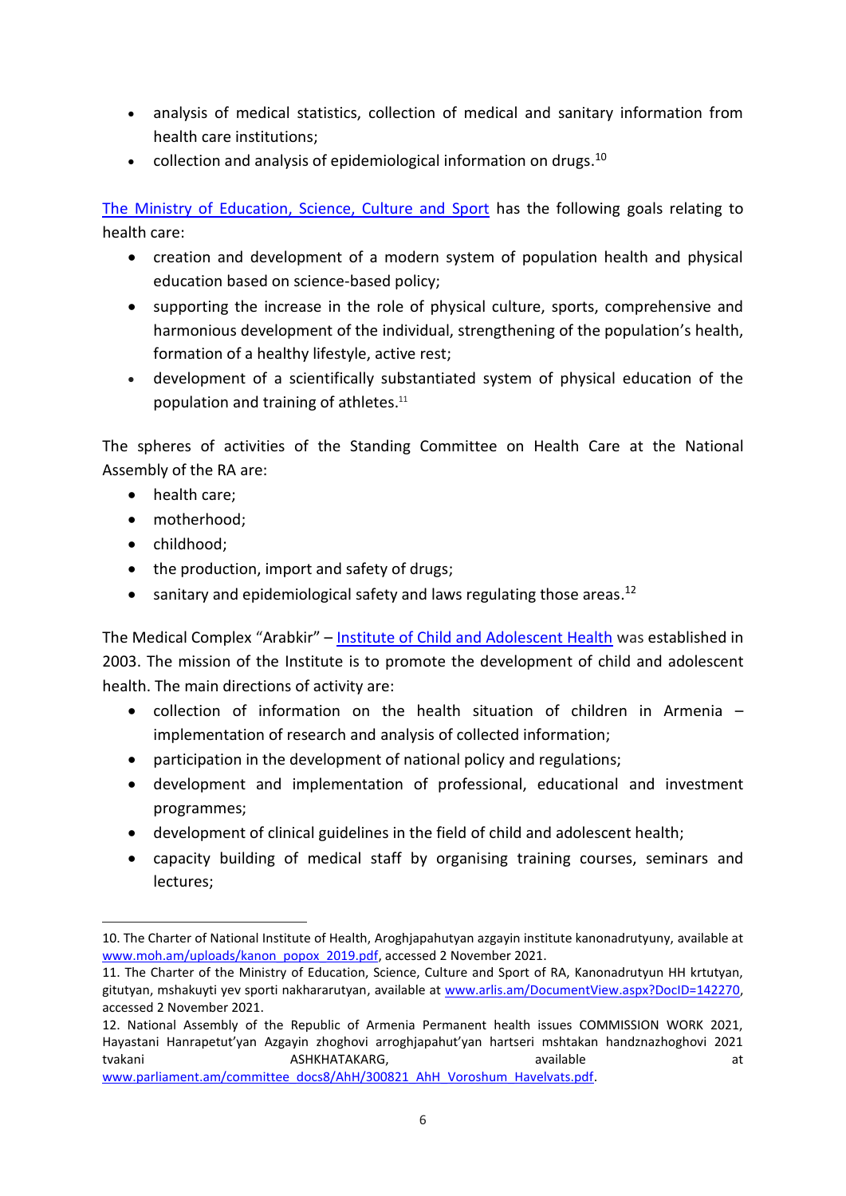- analysis of medical statistics, collection of medical and sanitary information from health care institutions;
- collection and analysis of epidemiological information on drugs.[10]

[The Ministry of Education, Science, Culture and Sport](#) has the following goals relating to health care:

- creation and development of a modern system of population health and physical education based on science-based policy;
- supporting the increase in the role of physical culture, sports, comprehensive and harmonious development of the individual, strengthening of the population's health, formation of a healthy lifestyle, active rest;
- development of a scientifically substantiated system of physical education of the population and training of athletes.[11]

The spheres of activities of the Standing Committee on Health Care at the National Assembly of the RA are:

- health care;
- motherhood;
- childhood;
- the production, import and safety of drugs;
- sanitary and epidemiological safety and laws regulating those areas.[12]

The Medical Complex "Arabkir" – [Institute of Child and Adolescent Health](#) was established in 2003. The mission of the Institute is to promote the development of child and adolescent health. The main directions of activity are:

- collection of information on the health situation of children in Armenia – implementation of research and analysis of collected information;
- participation in the development of national policy and regulations;
- development and implementation of professional, educational and investment programmes;
- development of clinical guidelines in the field of child and adolescent health;
- capacity building of medical staff by organising training courses, seminars and lectures;

---

10. The Charter of National Institute of Health, Aroghjapahutyan azgayin institute kanonadrutyuny, available at www.moh.am/uploads/kanon_popox_2019.pdf, accessed 2 November 2021.

11. The Charter of the Ministry of Education, Science, Culture and Sport of RA, Kanonadrutyun HH krtutyan, gitutyan, mshakuyti yev sporti nakhararutyan, available at www.arlis.am/DocumentView.aspx?DocID=142270, accessed 2 November 2021.

12. National Assembly of the Republic of Armenia Permanent health issues COMMISSION WORK 2021, Hayastani Hanrapetut'yan Azgayin zhoghovi arroghjapahut'yan hartseri mshtakan handznazhoghovi 2021 tvakani ASHKHATAKARG, available at www.parliament.am/committee_docs8/AhH/300821_AhH_Voroshum_Havelvats.pdf.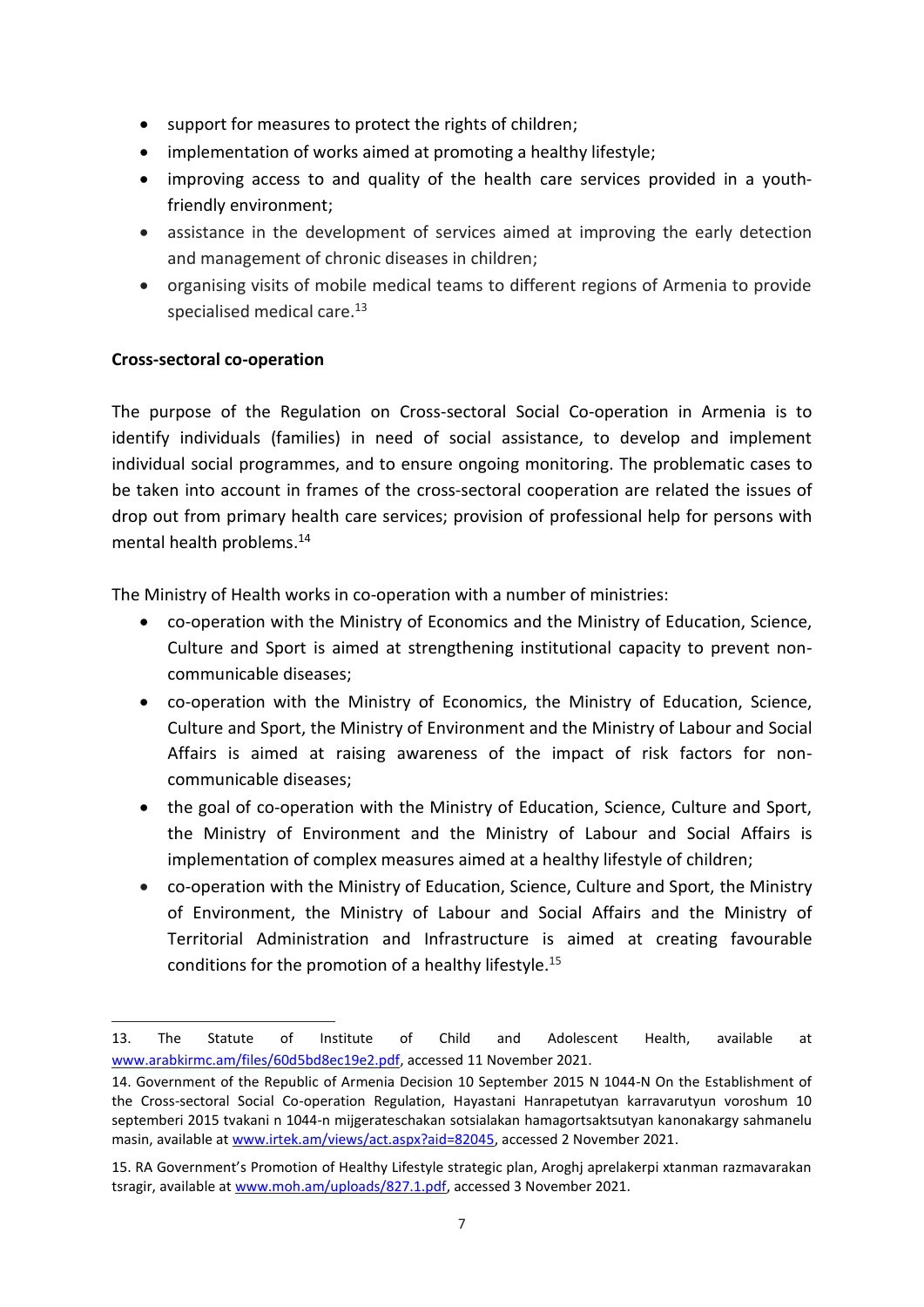- support for measures to protect the rights of children;
- implementation of works aimed at promoting a healthy lifestyle;
- improving access to and quality of the health care services provided in a youth-friendly environment;
- assistance in the development of services aimed at improving the early detection and management of chronic diseases in children;
- organising visits of mobile medical teams to different regions of Armenia to provide specialised medical care.[13]

**Cross-sectoral co-operation**

The purpose of the Regulation on Cross-sectoral Social Co-operation in Armenia is to identify individuals (families) in need of social assistance, to develop and implement individual social programmes, and to ensure ongoing monitoring. The problematic cases to be taken into account in frames of the cross-sectoral cooperation are related the issues of drop out from primary health care services; provision of professional help for persons with mental health problems.[14]

The Ministry of Health works in co-operation with a number of ministries:

- co-operation with the Ministry of Economics and the Ministry of Education, Science, Culture and Sport is aimed at strengthening institutional capacity to prevent non-communicable diseases;
- co-operation with the Ministry of Economics, the Ministry of Education, Science, Culture and Sport, the Ministry of Environment and the Ministry of Labour and Social Affairs is aimed at raising awareness of the impact of risk factors for non-communicable diseases;
- the goal of co-operation with the Ministry of Education, Science, Culture and Sport, the Ministry of Environment and the Ministry of Labour and Social Affairs is implementation of complex measures aimed at a healthy lifestyle of children;
- co-operation with the Ministry of Education, Science, Culture and Sport, the Ministry of Environment, the Ministry of Labour and Social Affairs and the Ministry of Territorial Administration and Infrastructure is aimed at creating favourable conditions for the promotion of a healthy lifestyle.[15]

---

13. The Statute of Institute of Child and Adolescent Health, available at www.arabkirmc.am/files/60d5bd8ec19e2.pdf, accessed 11 November 2021.

14. Government of the Republic of Armenia Decision 10 September 2015 N 1044-N On the Establishment of the Cross-sectoral Social Co-operation Regulation, Hayastani Hanrapetutyan karravarutyun voroshum 10 septemberi 2015 tvakani n 1044-n mijgerateschakan sotsialakan hamagortsaktsutyan kanonakargy sahmanelu masin, available at www.irtek.am/views/act.aspx?aid=82045, accessed 2 November 2021.

15. RA Government's Promotion of Healthy Lifestyle strategic plan, Aroghj aprelakerpi xtanman razmavarakan tsragir, available at www.moh.am/uploads/827.1.pdf, accessed 3 November 2021.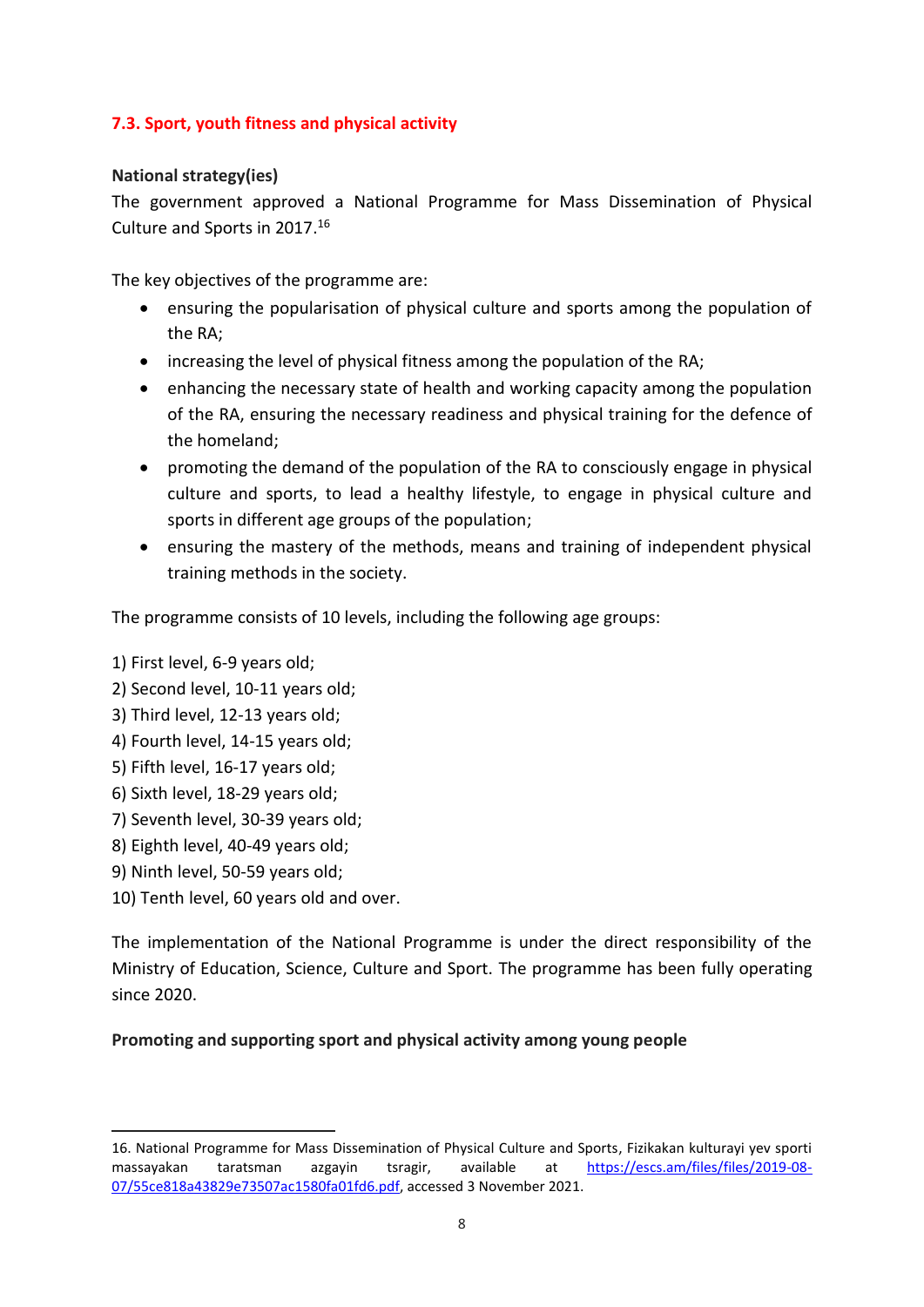## 7.3. Sport, youth fitness and physical activity

**National strategy(ies)**

The government approved a National Programme for Mass Dissemination of Physical Culture and Sports in 2017.[16]

The key objectives of the programme are:

- ensuring the popularisation of physical culture and sports among the population of the RA;
- increasing the level of physical fitness among the population of the RA;
- enhancing the necessary state of health and working capacity among the population of the RA, ensuring the necessary readiness and physical training for the defence of the homeland;
- promoting the demand of the population of the RA to consciously engage in physical culture and sports, to lead a healthy lifestyle, to engage in physical culture and sports in different age groups of the population;
- ensuring the mastery of the methods, means and training of independent physical training methods in the society.

The programme consists of 10 levels, including the following age groups:

1) First level, 6-9 years old;
2) Second level, 10-11 years old;
3) Third level, 12-13 years old;
4) Fourth level, 14-15 years old;
5) Fifth level, 16-17 years old;
6) Sixth level, 18-29 years old;
7) Seventh level, 30-39 years old;
8) Eighth level, 40-49 years old;
9) Ninth level, 50-59 years old;
10) Tenth level, 60 years old and over.

The implementation of the National Programme is under the direct responsibility of the Ministry of Education, Science, Culture and Sport. The programme has been fully operating since 2020.

**Promoting and supporting sport and physical activity among young people**

---

16. National Programme for Mass Dissemination of Physical Culture and Sports, Fizikakan kulturayi yev sporti massayakan taratsman azgayin tsragir, available at https://escs.am/files/files/2019-08-07/55ce818a43829e73507ac1580fa01fd6.pdf, accessed 3 November 2021.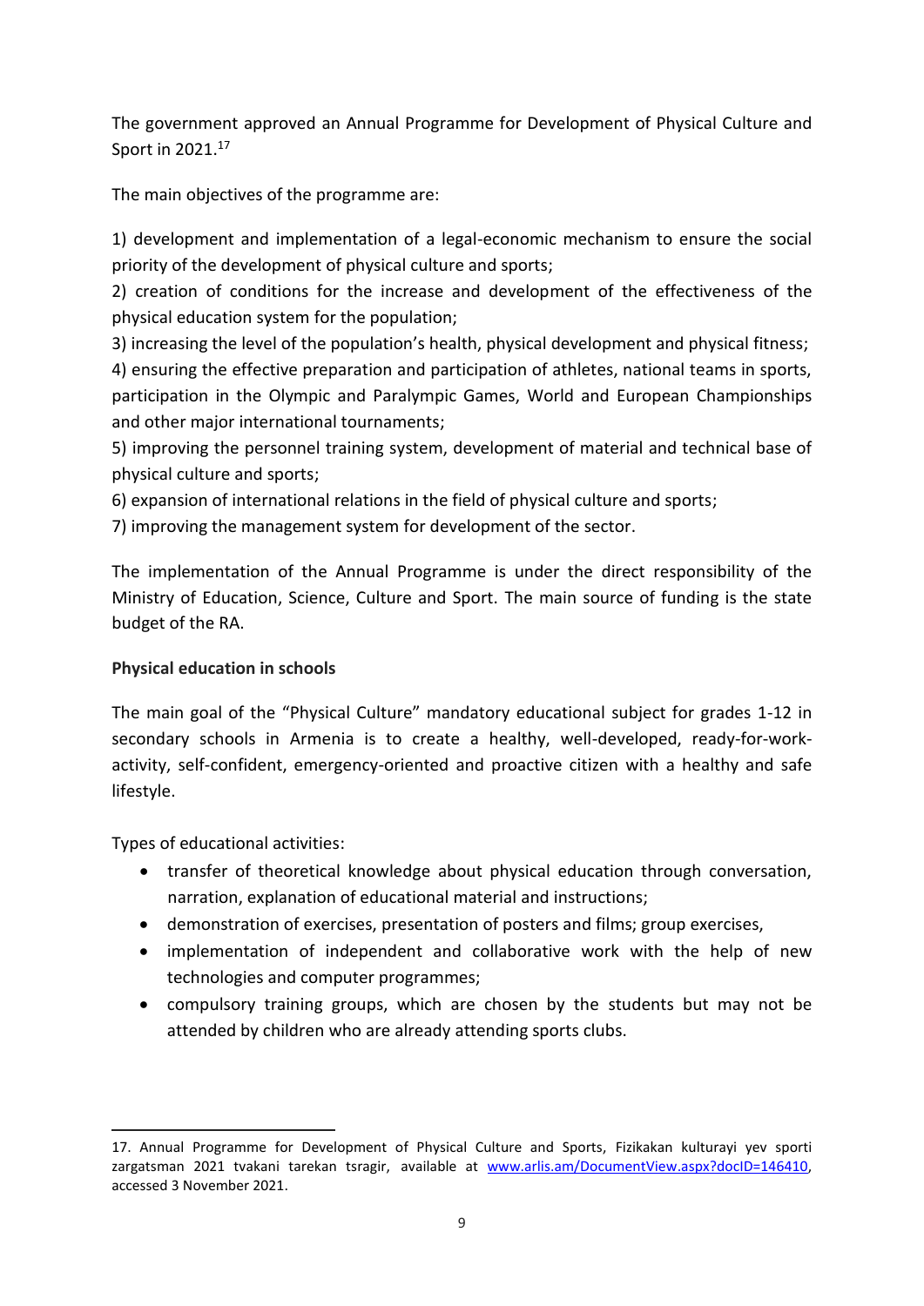The government approved an Annual Programme for Development of Physical Culture and Sport in 2021.[17]

The main objectives of the programme are:

1) development and implementation of a legal-economic mechanism to ensure the social priority of the development of physical culture and sports;
2) creation of conditions for the increase and development of the effectiveness of the physical education system for the population;
3) increasing the level of the population's health, physical development and physical fitness;
4) ensuring the effective preparation and participation of athletes, national teams in sports, participation in the Olympic and Paralympic Games, World and European Championships and other major international tournaments;
5) improving the personnel training system, development of material and technical base of physical culture and sports;
6) expansion of international relations in the field of physical culture and sports;
7) improving the management system for development of the sector.

The implementation of the Annual Programme is under the direct responsibility of the Ministry of Education, Science, Culture and Sport. The main source of funding is the state budget of the RA.

**Physical education in schools**

The main goal of the "Physical Culture" mandatory educational subject for grades 1-12 in secondary schools in Armenia is to create a healthy, well-developed, ready-for-work-activity, self-confident, emergency-oriented and proactive citizen with a healthy and safe lifestyle.

Types of educational activities:

- transfer of theoretical knowledge about physical education through conversation, narration, explanation of educational material and instructions;
- demonstration of exercises, presentation of posters and films; group exercises,
- implementation of independent and collaborative work with the help of new technologies and computer programmes;
- compulsory training groups, which are chosen by the students but may not be attended by children who are already attending sports clubs.

---

17. Annual Programme for Development of Physical Culture and Sports, Fizikakan kulturayi yev sporti zargatsman 2021 tvakani tarekan tsragir, available at www.arlis.am/DocumentView.aspx?docID=146410, accessed 3 November 2021.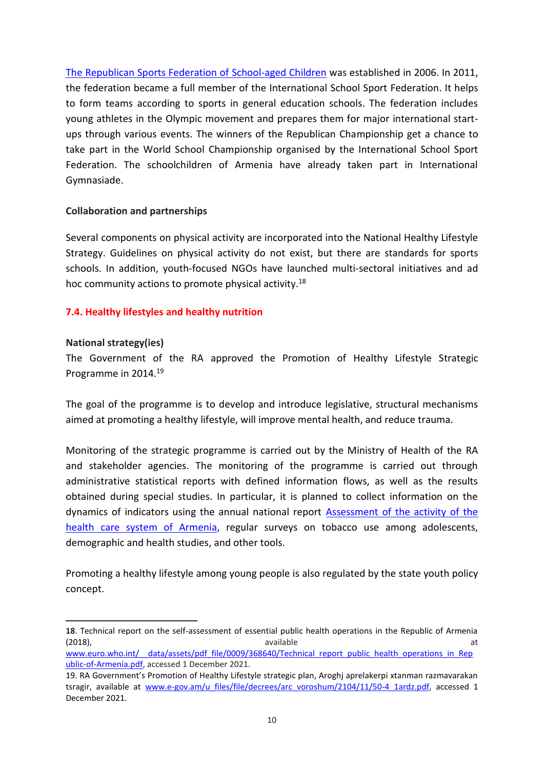The Republican Sports Federation of School-aged Children was established in 2006. In 2011, the federation became a full member of the International School Sport Federation. It helps to form teams according to sports in general education schools. The federation includes young athletes in the Olympic movement and prepares them for major international start-ups through various events. The winners of the Republican Championship get a chance to take part in the World School Championship organised by the International School Sport Federation. The schoolchildren of Armenia have already taken part in International Gymnasiade.

**Collaboration and partnerships**

Several components on physical activity are incorporated into the National Healthy Lifestyle Strategy. Guidelines on physical activity do not exist, but there are standards for sports schools. In addition, youth-focused NGOs have launched multi-sectoral initiatives and ad hoc community actions to promote physical activity.[18]

## 7.4. Healthy lifestyles and healthy nutrition

**National strategy(ies)**

The Government of the RA approved the Promotion of Healthy Lifestyle Strategic Programme in 2014.[19]

The goal of the programme is to develop and introduce legislative, structural mechanisms aimed at promoting a healthy lifestyle, will improve mental health, and reduce trauma.

Monitoring of the strategic programme is carried out by the Ministry of Health of the RA and stakeholder agencies. The monitoring of the programme is carried out through administrative statistical reports with defined information flows, as well as the results obtained during special studies. In particular, it is planned to collect information on the dynamics of indicators using the annual national report Assessment of the activity of the health care system of Armenia, regular surveys on tobacco use among adolescents, demographic and health studies, and other tools.

Promoting a healthy lifestyle among young people is also regulated by the state youth policy concept.

---

**18**. Technical report on the self-assessment of essential public health operations in the Republic of Armenia (2018), available at www.euro.who.int/__data/assets/pdf_file/0009/368640/Technical_report_public_health_operations_in_Republic-of-Armenia.pdf, accessed 1 December 2021.

19. RA Government's Promotion of Healthy Lifestyle strategic plan, Aroghj aprelakerpi xtanman razmavarakan tsragir, available at www.e-gov.am/u_files/file/decrees/arc_voroshum/2104/11/50-4_1ardz.pdf, accessed 1 December 2021.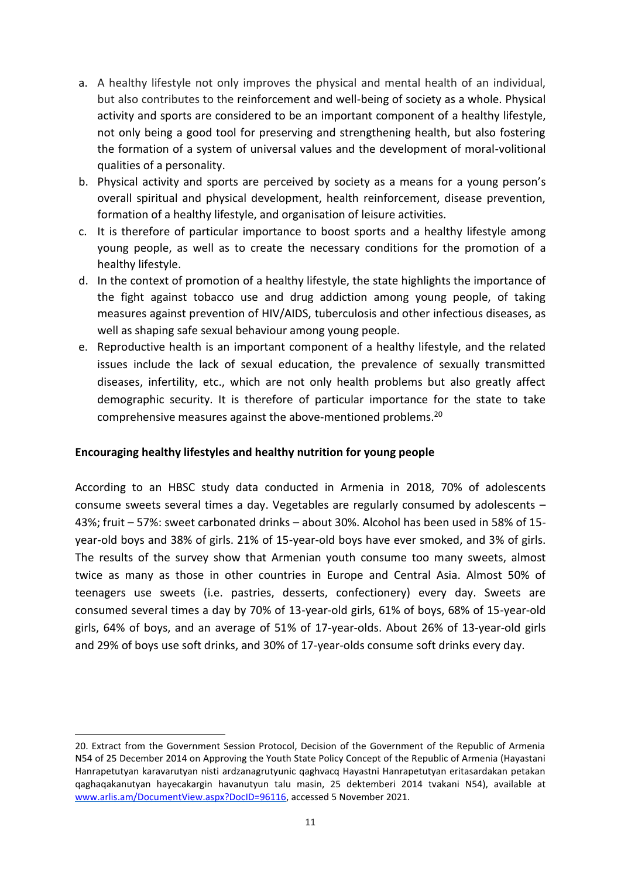a. A healthy lifestyle not only improves the physical and mental health of an individual, but also contributes to the reinforcement and well-being of society as a whole. Physical activity and sports are considered to be an important component of a healthy lifestyle, not only being a good tool for preserving and strengthening health, but also fostering the formation of a system of universal values and the development of moral-volitional qualities of a personality.
b. Physical activity and sports are perceived by society as a means for a young person's overall spiritual and physical development, health reinforcement, disease prevention, formation of a healthy lifestyle, and organisation of leisure activities.
c. It is therefore of particular importance to boost sports and a healthy lifestyle among young people, as well as to create the necessary conditions for the promotion of a healthy lifestyle.
d. In the context of promotion of a healthy lifestyle, the state highlights the importance of the fight against tobacco use and drug addiction among young people, of taking measures against prevention of HIV/AIDS, tuberculosis and other infectious diseases, as well as shaping safe sexual behaviour among young people.
e. Reproductive health is an important component of a healthy lifestyle, and the related issues include the lack of sexual education, the prevalence of sexually transmitted diseases, infertility, etc., which are not only health problems but also greatly affect demographic security. It is therefore of particular importance for the state to take comprehensive measures against the above-mentioned problems.[20]

**Encouraging healthy lifestyles and healthy nutrition for young people**

According to an HBSC study data conducted in Armenia in 2018, 70% of adolescents consume sweets several times a day. Vegetables are regularly consumed by adolescents – 43%; fruit – 57%: sweet carbonated drinks – about 30%. Alcohol has been used in 58% of 15-year-old boys and 38% of girls. 21% of 15-year-old boys have ever smoked, and 3% of girls. The results of the survey show that Armenian youth consume too many sweets, almost twice as many as those in other countries in Europe and Central Asia. Almost 50% of teenagers use sweets (i.e. pastries, desserts, confectionery) every day. Sweets are consumed several times a day by 70% of 13-year-old girls, 61% of boys, 68% of 15-year-old girls, 64% of boys, and an average of 51% of 17-year-olds. About 26% of 13-year-old girls and 29% of boys use soft drinks, and 30% of 17-year-olds consume soft drinks every day.

---

20. Extract from the Government Session Protocol, Decision of the Government of the Republic of Armenia N54 of 25 December 2014 on Approving the Youth State Policy Concept of the Republic of Armenia (Hayastani Hanrapetutyan karavarutyan nisti ardzanagrutyunic qaghvacq Hayastni Hanrapetutyan eritasardakan petakan qaghaqakanutyan hayecakargin havanutyun talu masin, 25 dektemberi 2014 tvakani N54), available at www.arlis.am/DocumentView.aspx?DocID=96116, accessed 5 November 2021.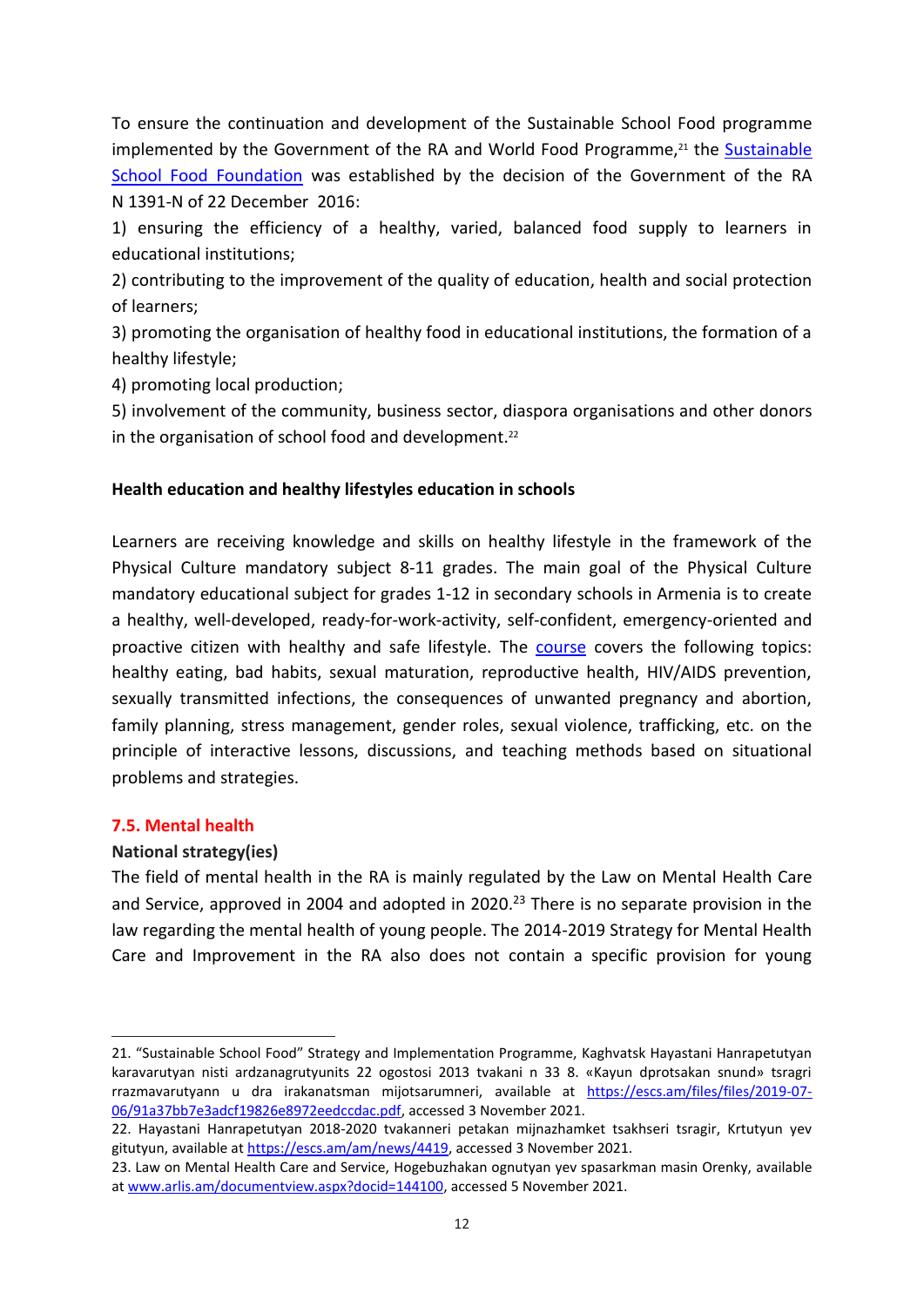To ensure the continuation and development of the Sustainable School Food programme implemented by the Government of the RA and World Food Programme,[21] the Sustainable School Food Foundation was established by the decision of the Government of the RA N 1391-N of 22 December 2016:

1) ensuring the efficiency of a healthy, varied, balanced food supply to learners in educational institutions;

2) contributing to the improvement of the quality of education, health and social protection of learners;

3) promoting the organisation of healthy food in educational institutions, the formation of a healthy lifestyle;

4) promoting local production;

5) involvement of the community, business sector, diaspora organisations and other donors in the organisation of school food and development.[22]

**Health education and healthy lifestyles education in schools**

Learners are receiving knowledge and skills on healthy lifestyle in the framework of the Physical Culture mandatory subject 8-11 grades. The main goal of the Physical Culture mandatory educational subject for grades 1-12 in secondary schools in Armenia is to create a healthy, well-developed, ready-for-work-activity, self-confident, emergency-oriented and proactive citizen with healthy and safe lifestyle. The course covers the following topics: healthy eating, bad habits, sexual maturation, reproductive health, HIV/AIDS prevention, sexually transmitted infections, the consequences of unwanted pregnancy and abortion, family planning, stress management, gender roles, sexual violence, trafficking, etc. on the principle of interactive lessons, discussions, and teaching methods based on situational problems and strategies.

## 7.5. Mental health

**National strategy(ies)**

The field of mental health in the RA is mainly regulated by the Law on Mental Health Care and Service, approved in 2004 and adopted in 2020.[23] There is no separate provision in the law regarding the mental health of young people. The 2014-2019 Strategy for Mental Health Care and Improvement in the RA also does not contain a specific provision for young

---

21. "Sustainable School Food" Strategy and Implementation Programme, Kaghvatsk Hayastani Hanrapetutyan karavarutyan nisti ardzanagrutyunits 22 ogostosi 2013 tvakani n 33 8. «Kayun dprotsakan snund» tsragri rrazmavarutyann u dra irakanatsman mijotsarumneri, available at https://escs.am/files/files/2019-07-06/91a37bb7e3adcf19826e8972eedccdac.pdf, accessed 3 November 2021.

22. Hayastani Hanrapetutyan 2018-2020 tvakanneri petakan mijnazhamket tsakhseri tsragir, Krtutyun yev gitutyun, available at https://escs.am/am/news/4419, accessed 3 November 2021.

23. Law on Mental Health Care and Service, Hogebuzhakan ognutyan yev spasarkman masin Orenky, available at www.arlis.am/documentview.aspx?docid=144100, accessed 5 November 2021.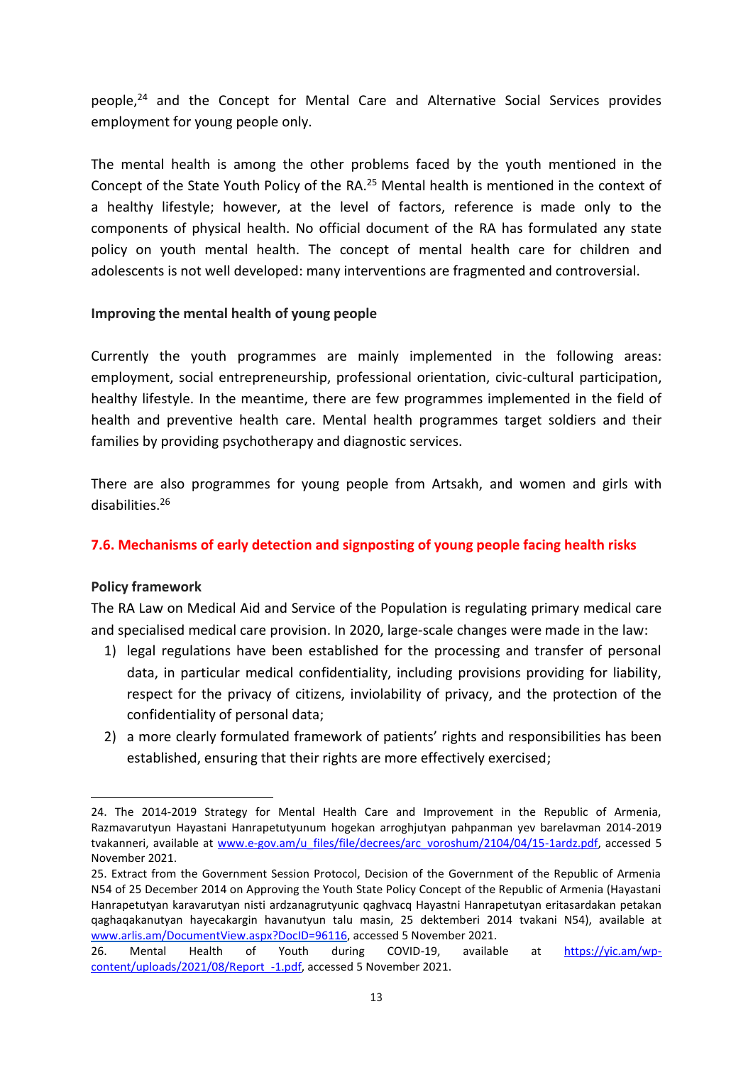people,[24] and the Concept for Mental Care and Alternative Social Services provides employment for young people only.

The mental health is among the other problems faced by the youth mentioned in the Concept of the State Youth Policy of the RA.[25] Mental health is mentioned in the context of a healthy lifestyle; however, at the level of factors, reference is made only to the components of physical health. No official document of the RA has formulated any state policy on youth mental health. The concept of mental health care for children and adolescents is not well developed: many interventions are fragmented and controversial.

**Improving the mental health of young people**

Currently the youth programmes are mainly implemented in the following areas: employment, social entrepreneurship, professional orientation, civic-cultural participation, healthy lifestyle. In the meantime, there are few programmes implemented in the field of health and preventive health care. Mental health programmes target soldiers and their families by providing psychotherapy and diagnostic services.

There are also programmes for young people from Artsakh, and women and girls with disabilities.[26]

## 7.6. Mechanisms of early detection and signposting of young people facing health risks

**Policy framework**

The RA Law on Medical Aid and Service of the Population is regulating primary medical care and specialised medical care provision. In 2020, large-scale changes were made in the law:

1) legal regulations have been established for the processing and transfer of personal data, in particular medical confidentiality, including provisions providing for liability, respect for the privacy of citizens, inviolability of privacy, and the protection of the confidentiality of personal data;
2) a more clearly formulated framework of patients' rights and responsibilities has been established, ensuring that their rights are more effectively exercised;

---

24. The 2014-2019 Strategy for Mental Health Care and Improvement in the Republic of Armenia, Razmavarutyun Hayastani Hanrapetutyunum hogekan arroghjutyan pahpanman yev barelavman 2014-2019 tvakanneri, available at www.e-gov.am/u_files/file/decrees/arc_voroshum/2104/04/15-1ardz.pdf, accessed 5 November 2021.

25. Extract from the Government Session Protocol, Decision of the Government of the Republic of Armenia N54 of 25 December 2014 on Approving the Youth State Policy Concept of the Republic of Armenia (Hayastani Hanrapetutyan karavarutyan nisti ardzanagrutyunic qaghvacq Hayastni Hanrapetutyan eritasardakan petakan qaghaqakanutyan hayecakargin havanutyun talu masin, 25 dektemberi 2014 tvakani N54), available at www.arlis.am/DocumentView.aspx?DocID=96116, accessed 5 November 2021.

26. Mental Health of Youth during COVID-19, available at https://yic.am/wp-content/uploads/2021/08/Report_-1.pdf, accessed 5 November 2021.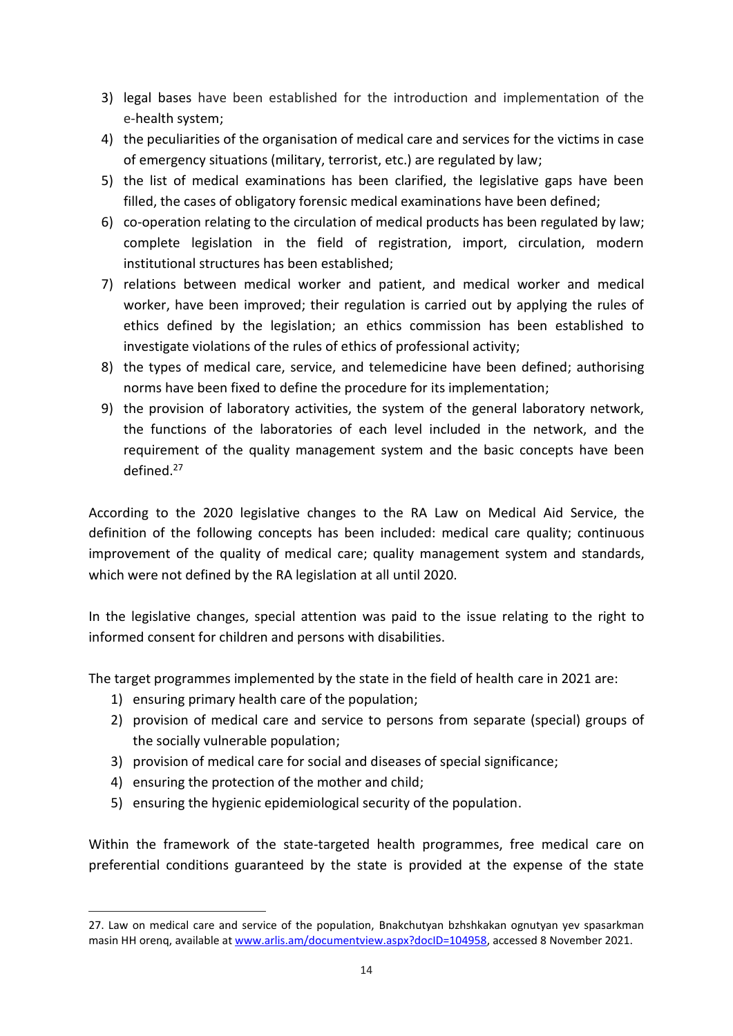3) legal bases have been established for the introduction and implementation of the e-health system;
4) the peculiarities of the organisation of medical care and services for the victims in case of emergency situations (military, terrorist, etc.) are regulated by law;
5) the list of medical examinations has been clarified, the legislative gaps have been filled, the cases of obligatory forensic medical examinations have been defined;
6) co-operation relating to the circulation of medical products has been regulated by law; complete legislation in the field of registration, import, circulation, modern institutional structures has been established;
7) relations between medical worker and patient, and medical worker and medical worker, have been improved; their regulation is carried out by applying the rules of ethics defined by the legislation; an ethics commission has been established to investigate violations of the rules of ethics of professional activity;
8) the types of medical care, service, and telemedicine have been defined; authorising norms have been fixed to define the procedure for its implementation;
9) the provision of laboratory activities, the system of the general laboratory network, the functions of the laboratories of each level included in the network, and the requirement of the quality management system and the basic concepts have been defined.[27]

According to the 2020 legislative changes to the RA Law on Medical Aid Service, the definition of the following concepts has been included: medical care quality; continuous improvement of the quality of medical care; quality management system and standards, which were not defined by the RA legislation at all until 2020.

In the legislative changes, special attention was paid to the issue relating to the right to informed consent for children and persons with disabilities.

The target programmes implemented by the state in the field of health care in 2021 are:

1) ensuring primary health care of the population;
2) provision of medical care and service to persons from separate (special) groups of the socially vulnerable population;
3) provision of medical care for social and diseases of special significance;
4) ensuring the protection of the mother and child;
5) ensuring the hygienic epidemiological security of the population.

Within the framework of the state-targeted health programmes, free medical care on preferential conditions guaranteed by the state is provided at the expense of the state

27. Law on medical care and service of the population, Bnakchutyan bzhshkakan ognutyan yev spasarkman masin HH orenq, available at www.arlis.am/documentview.aspx?docID=104958, accessed 8 November 2021.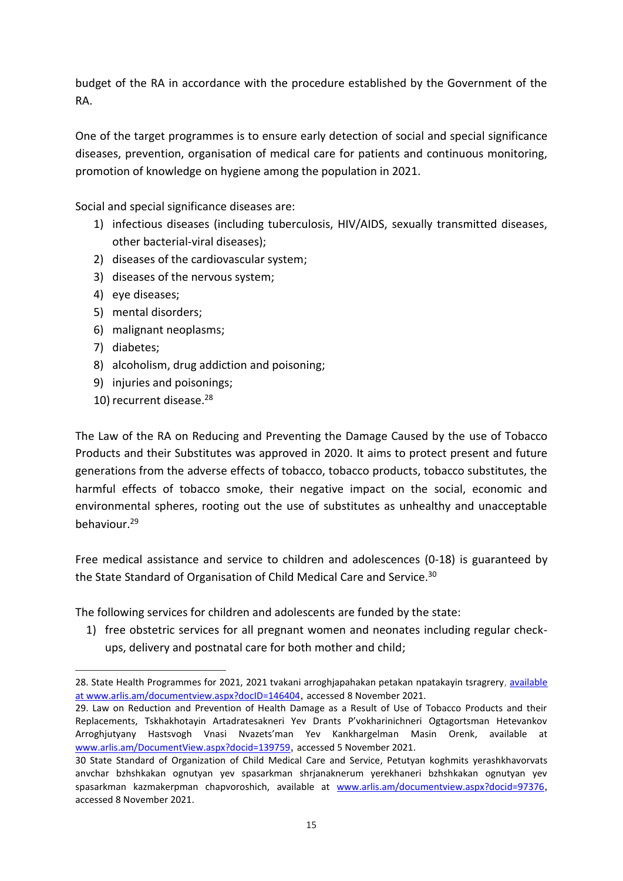budget of the RA in accordance with the procedure established by the Government of the RA.

One of the target programmes is to ensure early detection of social and special significance diseases, prevention, organisation of medical care for patients and continuous monitoring, promotion of knowledge on hygiene among the population in 2021.

Social and special significance diseases are:

1) infectious diseases (including tuberculosis, HIV/AIDS, sexually transmitted diseases, other bacterial-viral diseases);
2) diseases of the cardiovascular system;
3) diseases of the nervous system;
4) eye diseases;
5) mental disorders;
6) malignant neoplasms;
7) diabetes;
8) alcoholism, drug addiction and poisoning;
9) injuries and poisonings;
10) recurrent disease.[28]

The Law of the RA on Reducing and Preventing the Damage Caused by the use of Tobacco Products and their Substitutes was approved in 2020. It aims to protect present and future generations from the adverse effects of tobacco, tobacco products, tobacco substitutes, the harmful effects of tobacco smoke, their negative impact on the social, economic and environmental spheres, rooting out the use of substitutes as unhealthy and unacceptable behaviour.[29]

Free medical assistance and service to children and adolescences (0-18) is guaranteed by the State Standard of Organisation of Child Medical Care and Service.[30]

The following services for children and adolescents are funded by the state:

1) free obstetric services for all pregnant women and neonates including regular check-ups, delivery and postnatal care for both mother and child;

---

28. State Health Programmes for 2021, 2021 tvakani arroghjapahakan petakan npatakayin tsragrery, available at www.arlis.am/documentview.aspx?docID=146404, accessed 8 November 2021.

29. Law on Reduction and Prevention of Health Damage as a Result of Use of Tobacco Products and their Replacements, Tskhakhotayin Artadratesakneri Yev Drants P'vokharinichneri Ogtagortsman Hetevankov Arroghjutyany Hastsvogh Vnasi Nvazets'man Yev Kankhargelman Masin Orenk, available at www.arlis.am/DocumentView.aspx?docid=139759, accessed 5 November 2021.

30 State Standard of Organization of Child Medical Care and Service, Petutyan koghmits yerashkhavorvats anvchar bzhshkakan ognutyan yev spasarkman shrjanaknerum yerekhaneri bzhshkakan ognutyan yev spasarkman kazmakerpman chapvoroshich, available at www.arlis.am/documentview.aspx?docid=97376, accessed 8 November 2021.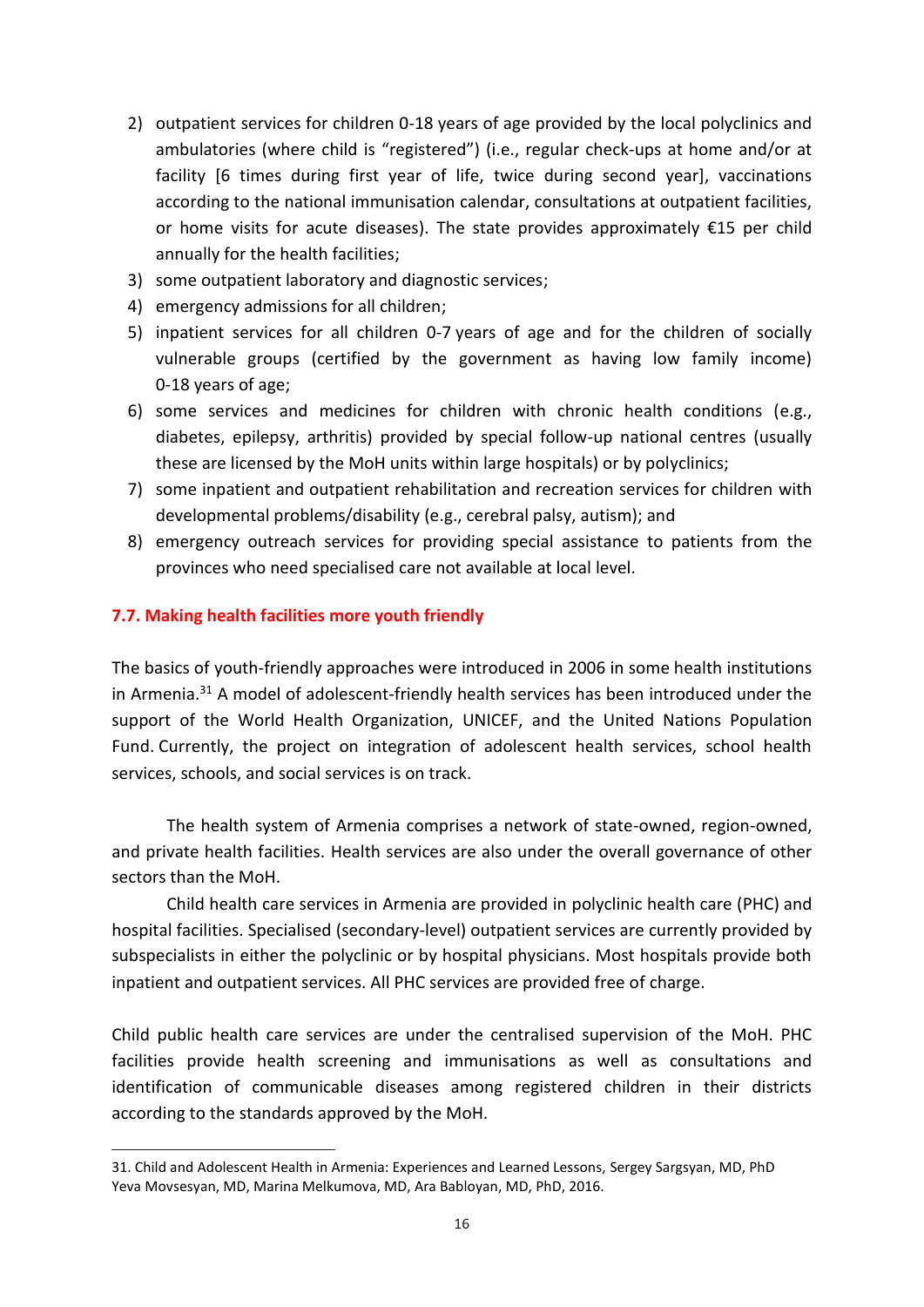2) outpatient services for children 0-18 years of age provided by the local polyclinics and ambulatories (where child is "registered") (i.e., regular check-ups at home and/or at facility [6 times during first year of life, twice during second year], vaccinations according to the national immunisation calendar, consultations at outpatient facilities, or home visits for acute diseases). The state provides approximately €15 per child annually for the health facilities;
3) some outpatient laboratory and diagnostic services;
4) emergency admissions for all children;
5) inpatient services for all children 0-7 years of age and for the children of socially vulnerable groups (certified by the government as having low family income) 0-18 years of age;
6) some services and medicines for children with chronic health conditions (e.g., diabetes, epilepsy, arthritis) provided by special follow-up national centres (usually these are licensed by the MoH units within large hospitals) or by polyclinics;
7) some inpatient and outpatient rehabilitation and recreation services for children with developmental problems/disability (e.g., cerebral palsy, autism); and
8) emergency outreach services for providing special assistance to patients from the provinces who need specialised care not available at local level.

### 7.7. Making health facilities more youth friendly

The basics of youth-friendly approaches were introduced in 2006 in some health institutions in Armenia.[31] A model of adolescent-friendly health services has been introduced under the support of the World Health Organization, UNICEF, and the United Nations Population Fund. Currently, the project on integration of adolescent health services, school health services, schools, and social services is on track.

The health system of Armenia comprises a network of state-owned, region-owned, and private health facilities. Health services are also under the overall governance of other sectors than the MoH.

Child health care services in Armenia are provided in polyclinic health care (PHC) and hospital facilities. Specialised (secondary-level) outpatient services are currently provided by subspecialists in either the polyclinic or by hospital physicians. Most hospitals provide both inpatient and outpatient services. All PHC services are provided free of charge.

Child public health care services are under the centralised supervision of the MoH. PHC facilities provide health screening and immunisations as well as consultations and identification of communicable diseases among registered children in their districts according to the standards approved by the MoH.

---

31. Child and Adolescent Health in Armenia: Experiences and Learned Lessons, Sergey Sargsyan, MD, PhD Yeva Movsesyan, MD, Marina Melkumova, MD, Ara Babloyan, MD, PhD, 2016.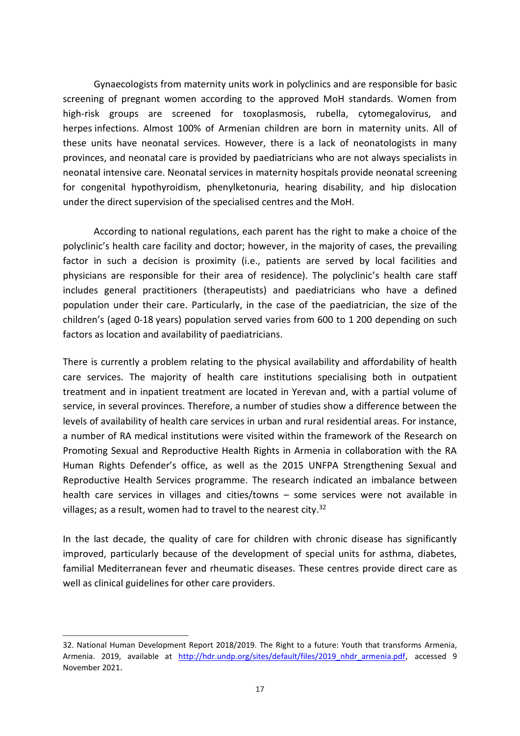Gynaecologists from maternity units work in polyclinics and are responsible for basic screening of pregnant women according to the approved MoH standards. Women from high-risk groups are screened for toxoplasmosis, rubella, cytomegalovirus, and herpes infections. Almost 100% of Armenian children are born in maternity units. All of these units have neonatal services. However, there is a lack of neonatologists in many provinces, and neonatal care is provided by paediatricians who are not always specialists in neonatal intensive care. Neonatal services in maternity hospitals provide neonatal screening for congenital hypothyroidism, phenylketonuria, hearing disability, and hip dislocation under the direct supervision of the specialised centres and the MoH.

According to national regulations, each parent has the right to make a choice of the polyclinic's health care facility and doctor; however, in the majority of cases, the prevailing factor in such a decision is proximity (i.e., patients are served by local facilities and physicians are responsible for their area of residence). The polyclinic's health care staff includes general practitioners (therapeutists) and paediatricians who have a defined population under their care. Particularly, in the case of the paediatrician, the size of the children's (aged 0-18 years) population served varies from 600 to 1 200 depending on such factors as location and availability of paediatricians.

There is currently a problem relating to the physical availability and affordability of health care services. The majority of health care institutions specialising both in outpatient treatment and in inpatient treatment are located in Yerevan and, with a partial volume of service, in several provinces. Therefore, a number of studies show a difference between the levels of availability of health care services in urban and rural residential areas. For instance, a number of RA medical institutions were visited within the framework of the Research on Promoting Sexual and Reproductive Health Rights in Armenia in collaboration with the RA Human Rights Defender's office, as well as the 2015 UNFPA Strengthening Sexual and Reproductive Health Services programme. The research indicated an imbalance between health care services in villages and cities/towns – some services were not available in villages; as a result, women had to travel to the nearest city.[32]

In the last decade, the quality of care for children with chronic disease has significantly improved, particularly because of the development of special units for asthma, diabetes, familial Mediterranean fever and rheumatic diseases. These centres provide direct care as well as clinical guidelines for other care providers.

---

32. National Human Development Report 2018/2019. The Right to a future: Youth that transforms Armenia, Armenia. 2019, available at [http://hdr.undp.org/sites/default/files/2019_nhdr_armenia.pdf](http://hdr.undp.org/sites/default/files/2019_nhdr_armenia.pdf), accessed 9 November 2021.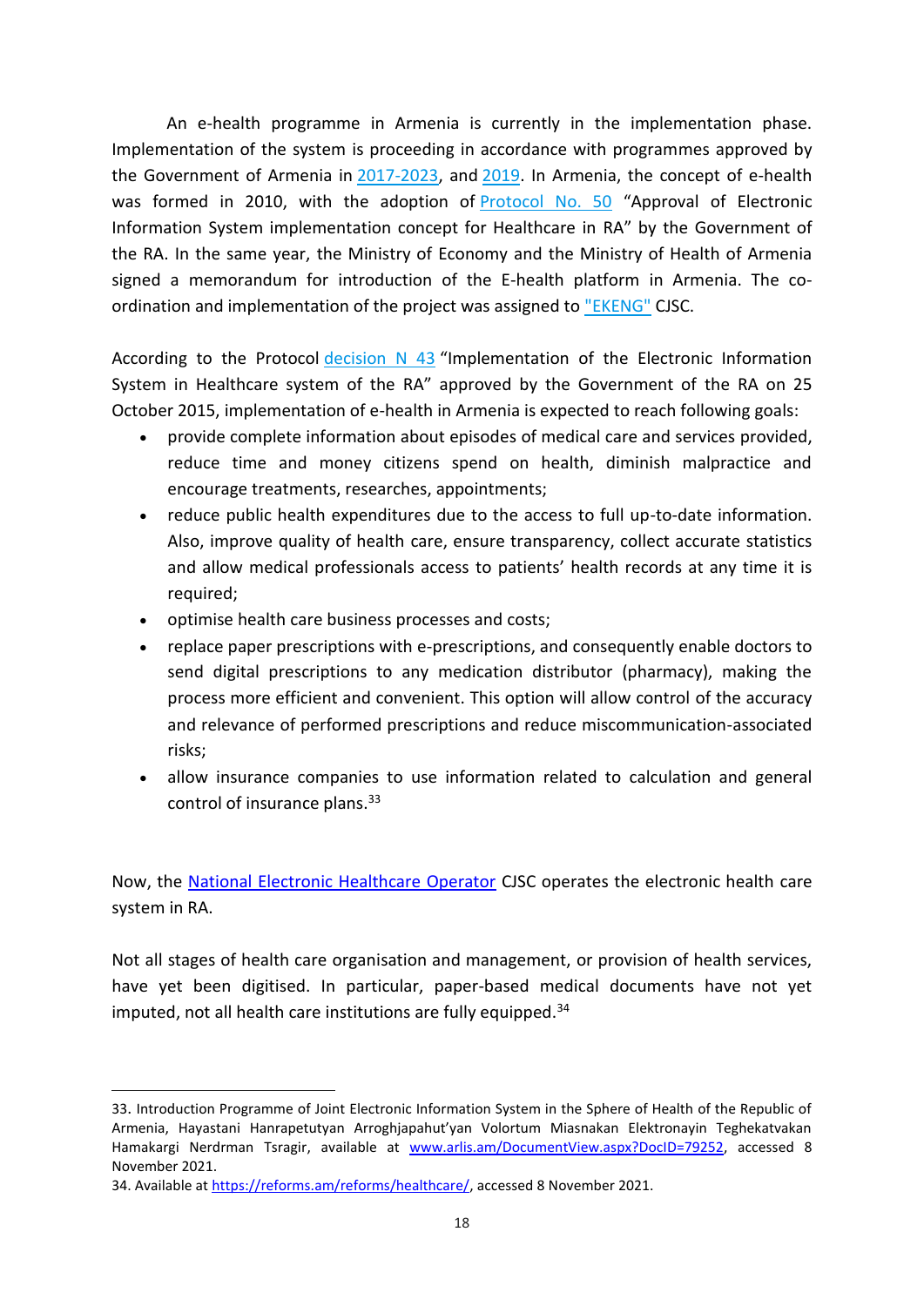An e-health programme in Armenia is currently in the implementation phase. Implementation of the system is proceeding in accordance with programmes approved by the Government of Armenia in 2017-2023, and 2019. In Armenia, the concept of e-health was formed in 2010, with the adoption of Protocol No. 50 "Approval of Electronic Information System implementation concept for Healthcare in RA" by the Government of the RA. In the same year, the Ministry of Economy and the Ministry of Health of Armenia signed a memorandum for introduction of the E-health platform in Armenia. The co-ordination and implementation of the project was assigned to "EKENG" CJSC.

According to the Protocol decision N 43 "Implementation of the Electronic Information System in Healthcare system of the RA" approved by the Government of the RA on 25 October 2015, implementation of e-health in Armenia is expected to reach following goals:

- provide complete information about episodes of medical care and services provided, reduce time and money citizens spend on health, diminish malpractice and encourage treatments, researches, appointments;
- reduce public health expenditures due to the access to full up-to-date information. Also, improve quality of health care, ensure transparency, collect accurate statistics and allow medical professionals access to patients' health records at any time it is required;
- optimise health care business processes and costs;
- replace paper prescriptions with e-prescriptions, and consequently enable doctors to send digital prescriptions to any medication distributor (pharmacy), making the process more efficient and convenient. This option will allow control of the accuracy and relevance of performed prescriptions and reduce miscommunication-associated risks;
- allow insurance companies to use information related to calculation and general control of insurance plans.[33]

Now, the National Electronic Healthcare Operator CJSC operates the electronic health care system in RA.

Not all stages of health care organisation and management, or provision of health services, have yet been digitised. In particular, paper-based medical documents have not yet imputed, not all health care institutions are fully equipped.[34]

---

33. Introduction Programme of Joint Electronic Information System in the Sphere of Health of the Republic of Armenia, Hayastani Hanrapetutyan Arroghjapahut'yan Volortum Miasnakan Elektronayin Teghekatvakan Hamakargi Nerdrman Tsragir, available at www.arlis.am/DocumentView.aspx?DocID=79252, accessed 8 November 2021.

34. Available at https://reforms.am/reforms/healthcare/, accessed 8 November 2021.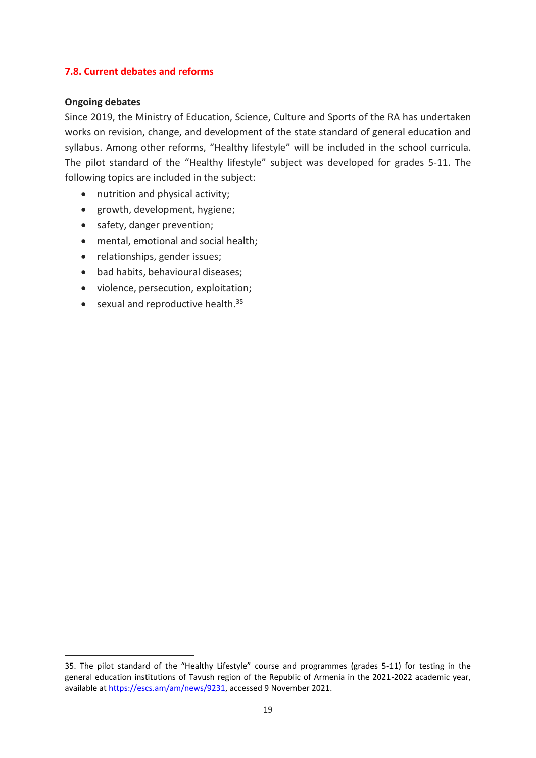## 7.8. Current debates and reforms

**Ongoing debates**

Since 2019, the Ministry of Education, Science, Culture and Sports of the RA has undertaken works on revision, change, and development of the state standard of general education and syllabus. Among other reforms, "Healthy lifestyle" will be included in the school curricula. The pilot standard of the "Healthy lifestyle" subject was developed for grades 5-11. The following topics are included in the subject:

- nutrition and physical activity;
- growth, development, hygiene;
- safety, danger prevention;
- mental, emotional and social health;
- relationships, gender issues;
- bad habits, behavioural diseases;
- violence, persecution, exploitation;
- sexual and reproductive health.[35]

---

35. The pilot standard of the "Healthy Lifestyle" course and programmes (grades 5-11) for testing in the general education institutions of Tavush region of the Republic of Armenia in the 2021-2022 academic year, available at https://escs.am/am/news/9231, accessed 9 November 2021.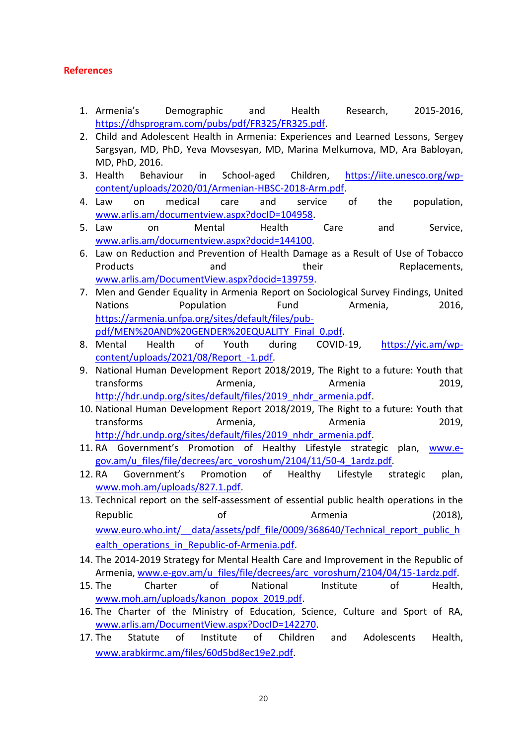## References

1. Armenia's Demographic and Health Research, 2015-2016, https://dhsprogram.com/pubs/pdf/FR325/FR325.pdf.
2. Child and Adolescent Health in Armenia: Experiences and Learned Lessons, Sergey Sargsyan, MD, PhD, Yeva Movsesyan, MD, Marina Melkumova, MD, Ara Babloyan, MD, PhD, 2016.
3. Health Behaviour in School-aged Children, https://iite.unesco.org/wp-content/uploads/2020/01/Armenian-HBSC-2018-Arm.pdf.
4. Law on medical care and service of the population, www.arlis.am/documentview.aspx?docID=104958.
5. Law on Mental Health Care and Service, www.arlis.am/documentview.aspx?docid=144100.
6. Law on Reduction and Prevention of Health Damage as a Result of Use of Tobacco Products and their Replacements, www.arlis.am/DocumentView.aspx?docid=139759.
7. Men and Gender Equality in Armenia Report on Sociological Survey Findings, United Nations Population Fund Armenia, 2016, https://armenia.unfpa.org/sites/default/files/pub-pdf/MEN%20AND%20GENDER%20EQUALITY_Final_0.pdf.
8. Mental Health of Youth during COVID-19, https://yic.am/wp-content/uploads/2021/08/Report_-1.pdf.
9. National Human Development Report 2018/2019, The Right to a future: Youth that transforms Armenia, Armenia 2019, http://hdr.undp.org/sites/default/files/2019_nhdr_armenia.pdf.
10. National Human Development Report 2018/2019, The Right to a future: Youth that transforms Armenia, Armenia 2019, http://hdr.undp.org/sites/default/files/2019_nhdr_armenia.pdf.
11. RA Government's Promotion of Healthy Lifestyle strategic plan, www.e-gov.am/u_files/file/decrees/arc_voroshum/2104/11/50-4_1ardz.pdf.
12. RA Government's Promotion of Healthy Lifestyle strategic plan, www.moh.am/uploads/827.1.pdf.
13. Technical report on the self-assessment of essential public health operations in the Republic of Armenia (2018), www.euro.who.int/__data/assets/pdf_file/0009/368640/Technical_report_public_health_operations_in_Republic-of-Armenia.pdf.
14. The 2014-2019 Strategy for Mental Health Care and Improvement in the Republic of Armenia, www.e-gov.am/u_files/file/decrees/arc_voroshum/2104/04/15-1ardz.pdf.
15. The Charter of National Institute of Health, www.moh.am/uploads/kanon_popox_2019.pdf.
16. The Charter of the Ministry of Education, Science, Culture and Sport of RA, www.arlis.am/DocumentView.aspx?DocID=142270.
17. The Statute of Institute of Children and Adolescents Health, www.arabkirmc.am/files/60d5bd8ec19e2.pdf.